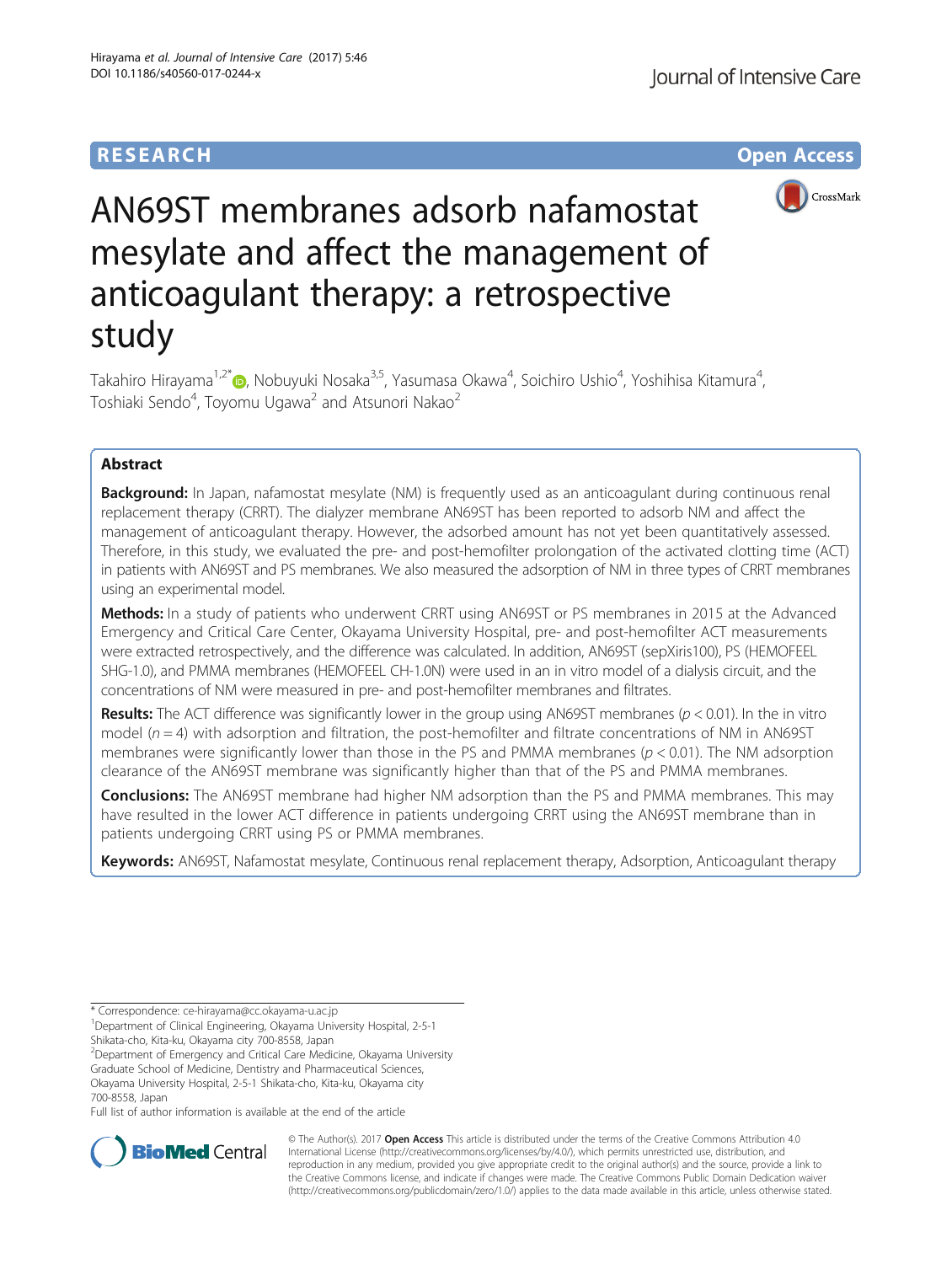RESEARCH Open Access

# AN69ST membranes adsorb nafamostat mesylate and affect the management of anticoagulant therapy: a retrospective study

Takahiro Hirayama[1,2*], Nobuyuki Nosaka[3,5], Yasumasa Okawa[4], Soichiro Ushio[4], Yoshihisa Kitamura[4], Toshiaki Sendo[4], Toyomu Ugawa[2] and Atsunori Nakao[2]

## Abstract

**Background:** In Japan, nafamostat mesylate (NM) is frequently used as an anticoagulant during continuous renal replacement therapy (CRRT). The dialyzer membrane AN69ST has been reported to adsorb NM and affect the management of anticoagulant therapy. However, the adsorbed amount has not yet been quantitatively assessed. Therefore, in this study, we evaluated the pre- and post-hemofilter prolongation of the activated clotting time (ACT) in patients with AN69ST and PS membranes. We also measured the adsorption of NM in three types of CRRT membranes using an experimental model.

**Methods:** In a study of patients who underwent CRRT using AN69ST or PS membranes in 2015 at the Advanced Emergency and Critical Care Center, Okayama University Hospital, pre- and post-hemofilter ACT measurements were extracted retrospectively, and the difference was calculated. In addition, AN69ST (sepXiris100), PS (HEMOFEEL SHG-1.0), and PMMA membranes (HEMOFEEL CH-1.0N) were used in an in vitro model of a dialysis circuit, and the concentrations of NM were measured in pre- and post-hemofilter membranes and filtrates.

**Results:** The ACT difference was significantly lower in the group using AN69ST membranes ($p < 0.01$). In the in vitro model ($n = 4$) with adsorption and filtration, the post-hemofilter and filtrate concentrations of NM in AN69ST membranes were significantly lower than those in the PS and PMMA membranes ($p < 0.01$). The NM adsorption clearance of the AN69ST membrane was significantly higher than that of the PS and PMMA membranes.

**Conclusions:** The AN69ST membrane had higher NM adsorption than the PS and PMMA membranes. This may have resulted in the lower ACT difference in patients undergoing CRRT using the AN69ST membrane than in patients undergoing CRRT using PS or PMMA membranes.

**Keywords:** AN69ST, Nafamostat mesylate, Continuous renal replacement therapy, Adsorption, Anticoagulant therapy

\* Correspondence: ce-hirayama@cc.okayama-u.ac.jp

[1]Department of Clinical Engineering, Okayama University Hospital, 2-5-1 Shikata-cho, Kita-ku, Okayama city 700-8558, Japan

[2]Department of Emergency and Critical Care Medicine, Okayama University Graduate School of Medicine, Dentistry and Pharmaceutical Sciences, Okayama University Hospital, 2-5-1 Shikata-cho, Kita-ku, Okayama city 700-8558, Japan

Full list of author information is available at the end of the article

© The Author(s). 2017 **Open Access** This article is distributed under the terms of the Creative Commons Attribution 4.0 International License (http://creativecommons.org/licenses/by/4.0/), which permits unrestricted use, distribution, and reproduction in any medium, provided you give appropriate credit to the original author(s) and the source, provide a link to the Creative Commons license, and indicate if changes were made. The Creative Commons Public Domain Dedication waiver (http://creativecommons.org/publicdomain/zero/1.0/) applies to the data made available in this article, unless otherwise stated.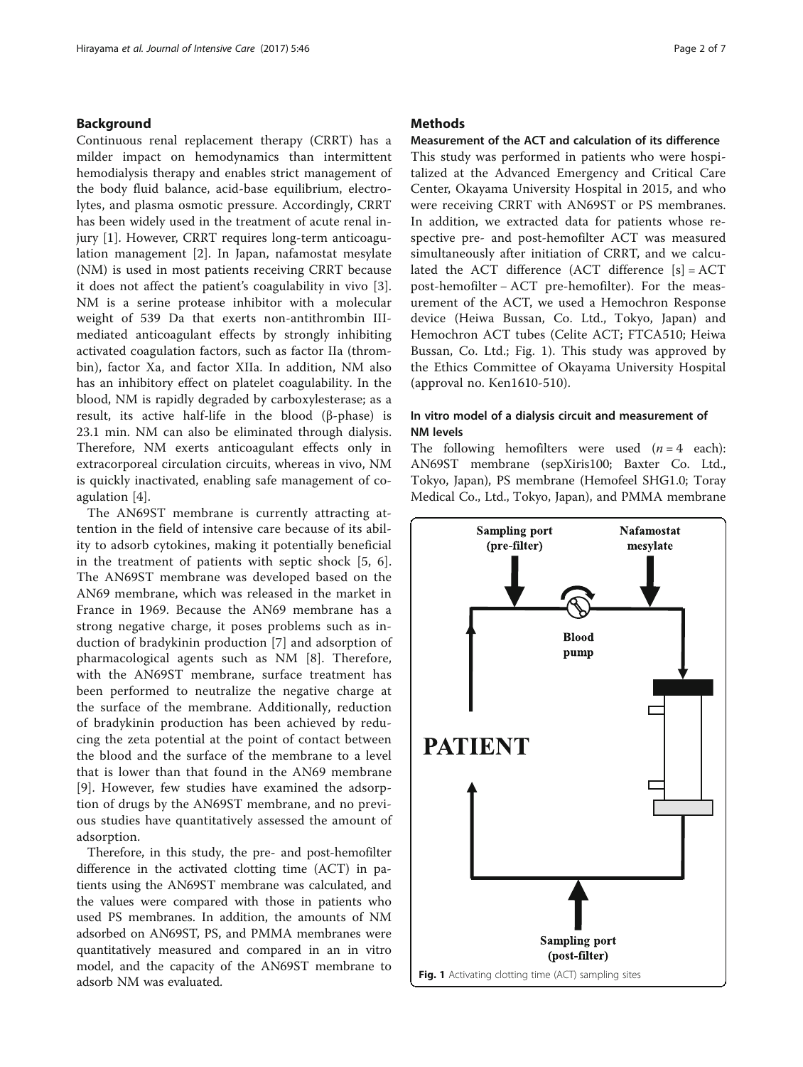## Background

Continuous renal replacement therapy (CRRT) has a milder impact on hemodynamics than intermittent hemodialysis therapy and enables strict management of the body fluid balance, acid-base equilibrium, electrolytes, and plasma osmotic pressure. Accordingly, CRRT has been widely used in the treatment of acute renal injury [1]. However, CRRT requires long-term anticoagulation management [2]. In Japan, nafamostat mesylate (NM) is used in most patients receiving CRRT because it does not affect the patient's coagulability in vivo [3]. NM is a serine protease inhibitor with a molecular weight of 539 Da that exerts non-antithrombin III-mediated anticoagulant effects by strongly inhibiting activated coagulation factors, such as factor IIa (thrombin), factor Xa, and factor XIIa. In addition, NM also has an inhibitory effect on platelet coagulability. In the blood, NM is rapidly degraded by carboxylesterase; as a result, its active half-life in the blood (β-phase) is 23.1 min. NM can also be eliminated through dialysis. Therefore, NM exerts anticoagulant effects only in extracorporeal circulation circuits, whereas in vivo, NM is quickly inactivated, enabling safe management of coagulation [4].

The AN69ST membrane is currently attracting attention in the field of intensive care because of its ability to adsorb cytokines, making it potentially beneficial in the treatment of patients with septic shock [5, 6]. The AN69ST membrane was developed based on the AN69 membrane, which was released in the market in France in 1969. Because the AN69 membrane has a strong negative charge, it poses problems such as induction of bradykinin production [7] and adsorption of pharmacological agents such as NM [8]. Therefore, with the AN69ST membrane, surface treatment has been performed to neutralize the negative charge at the surface of the membrane. Additionally, reduction of bradykinin production has been achieved by reducing the zeta potential at the point of contact between the blood and the surface of the membrane to a level that is lower than that found in the AN69 membrane [9]. However, few studies have examined the adsorption of drugs by the AN69ST membrane, and no previous studies have quantitatively assessed the amount of adsorption.

Therefore, in this study, the pre- and post-hemofilter difference in the activated clotting time (ACT) in patients using the AN69ST membrane was calculated, and the values were compared with those in patients who used PS membranes. In addition, the amounts of NM adsorbed on AN69ST, PS, and PMMA membranes were quantitatively measured and compared in an in vitro model, and the capacity of the AN69ST membrane to adsorb NM was evaluated.

## Methods

### Measurement of the ACT and calculation of its difference

This study was performed in patients who were hospitalized at the Advanced Emergency and Critical Care Center, Okayama University Hospital in 2015, and who were receiving CRRT with AN69ST or PS membranes. In addition, we extracted data for patients whose respective pre- and post-hemofilter ACT was measured simultaneously after initiation of CRRT, and we calculated the ACT difference (ACT difference [s] = ACT post-hemofilter – ACT pre-hemofilter). For the measurement of the ACT, we used a Hemochron Response device (Heiwa Bussan, Co. Ltd., Tokyo, Japan) and Hemochron ACT tubes (Celite ACT; FTCA510; Heiwa Bussan, Co. Ltd.; Fig. 1). This study was approved by the Ethics Committee of Okayama University Hospital (approval no. Ken1610-510).

### In vitro model of a dialysis circuit and measurement of NM levels

The following hemofilters were used ($n = 4$ each): AN69ST membrane (sepXiris100; Baxter Co. Ltd., Tokyo, Japan), PS membrane (Hemofeel SHG1.0; Toray Medical Co., Ltd., Tokyo, Japan), and PMMA membrane

**Fig. 1** Activating clotting time (ACT) sampling sites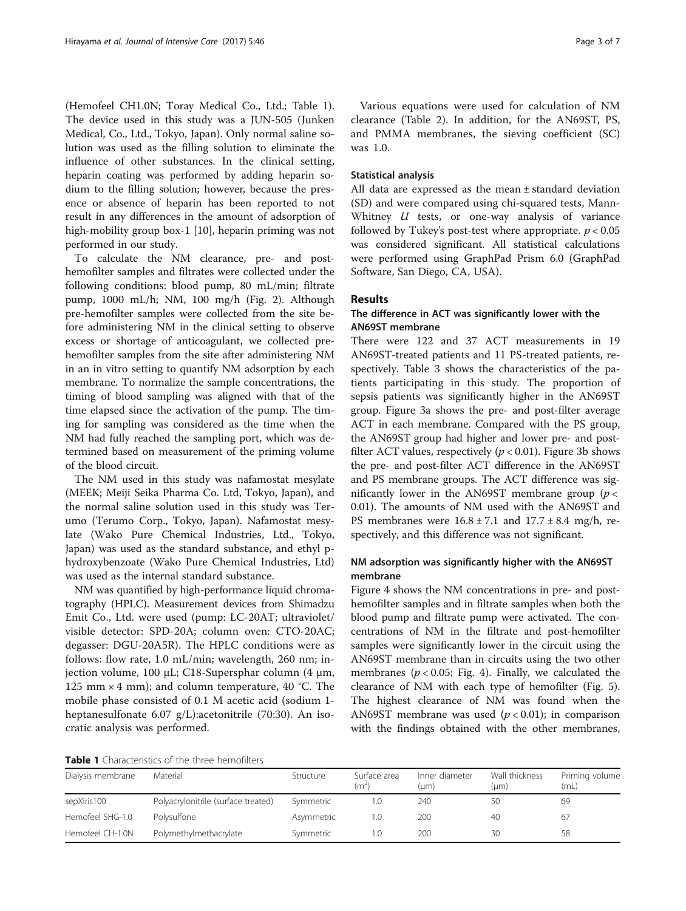(Hemofeel CH1.0N; Toray Medical Co., Ltd.; Table 1). The device used in this study was a JUN-505 (Junken Medical, Co., Ltd., Tokyo, Japan). Only normal saline solution was used as the filling solution to eliminate the influence of other substances. In the clinical setting, heparin coating was performed by adding heparin sodium to the filling solution; however, because the presence or absence of heparin has been reported to not result in any differences in the amount of adsorption of high-mobility group box-1 [10], heparin priming was not performed in our study.

To calculate the NM clearance, pre- and post-hemofilter samples and filtrates were collected under the following conditions: blood pump, 80 mL/min; filtrate pump, 1000 mL/h; NM, 100 mg/h (Fig. 2). Although pre-hemofilter samples were collected from the site before administering NM in the clinical setting to observe excess or shortage of anticoagulant, we collected pre-hemofilter samples from the site after administering NM in an in vitro setting to quantify NM adsorption by each membrane. To normalize the sample concentrations, the timing of blood sampling was aligned with that of the time elapsed since the activation of the pump. The timing for sampling was considered as the time when the NM had fully reached the sampling port, which was determined based on measurement of the priming volume of the blood circuit.

The NM used in this study was nafamostat mesylate (MEEK; Meiji Seika Pharma Co. Ltd, Tokyo, Japan), and the normal saline solution used in this study was Terumo (Terumo Corp., Tokyo, Japan). Nafamostat mesylate (Wako Pure Chemical Industries, Ltd., Tokyo, Japan) was used as the standard substance, and ethyl p-hydroxybenzoate (Wako Pure Chemical Industries, Ltd) was used as the internal standard substance.

NM was quantified by high-performance liquid chromatography (HPLC). Measurement devices from Shimadzu Emit Co., Ltd. were used (pump: LC-20AT; ultraviolet/visible detector: SPD-20A; column oven: CTO-20AC; degasser: DGU-20A5R). The HPLC conditions were as follows: flow rate, 1.0 mL/min; wavelength, 260 nm; injection volume, 100 μL; C18-Supersphar column (4 μm, 125 mm × 4 mm); and column temperature, 40 °C. The mobile phase consisted of 0.1 M acetic acid (sodium 1-heptanesulfonate 6.07 g/L):acetonitrile (70:30). An isocratic analysis was performed.

Various equations were used for calculation of NM clearance (Table 2). In addition, for the AN69ST, PS, and PMMA membranes, the sieving coefficient (SC) was 1.0.

### Statistical analysis

All data are expressed as the mean ± standard deviation (SD) and were compared using chi-squared tests, Mann-Whitney *U* tests, or one-way analysis of variance followed by Tukey's post-test where appropriate. $p < 0.05$ was considered significant. All statistical calculations were performed using GraphPad Prism 6.0 (GraphPad Software, San Diego, CA, USA).

## Results

### The difference in ACT was significantly lower with the AN69ST membrane

There were 122 and 37 ACT measurements in 19 AN69ST-treated patients and 11 PS-treated patients, respectively. Table 3 shows the characteristics of the patients participating in this study. The proportion of sepsis patients was significantly higher in the AN69ST group. Figure 3a shows the pre- and post-filter average ACT in each membrane. Compared with the PS group, the AN69ST group had higher and lower pre- and post-filter ACT values, respectively ($p < 0.01$). Figure 3b shows the pre- and post-filter ACT difference in the AN69ST and PS membrane groups. The ACT difference was significantly lower in the AN69ST membrane group ($p < 0.01$). The amounts of NM used with the AN69ST and PS membranes were $16.8 \pm 7.1$ and $17.7 \pm 8.4$ mg/h, respectively, and this difference was not significant.

### NM adsorption was significantly higher with the AN69ST membrane

Figure 4 shows the NM concentrations in pre- and post-hemofilter samples and in filtrate samples when both the blood pump and filtrate pump were activated. The concentrations of NM in the filtrate and post-hemofilter samples were significantly lower in the circuit using the AN69ST membrane than in circuits using the two other membranes ($p < 0.05$; Fig. 4). Finally, we calculated the clearance of NM with each type of hemofilter (Fig. 5). The highest clearance of NM was found when the AN69ST membrane was used ($p < 0.01$); in comparison with the findings obtained with the other membranes,

**Table 1** Characteristics of the three hemofilters

| Dialysis membrane | Material | Structure | Surface area ($m^2$) | Inner diameter (μm) | Wall thickness (μm) | Priming volume (mL) |
|---|---|---|---|---|---|---|
| sepXiris100 | Polyacrylonitrile (surface treated) | Symmetric | 1.0 | 240 | 50 | 69 |
| Hemofeel SHG-1.0 | Polysulfone | Asymmetric | 1.0 | 200 | 40 | 67 |
| Hemofeel CH-1.0N | Polymethylmethacrylate | Symmetric | 1.0 | 200 | 30 | 58 |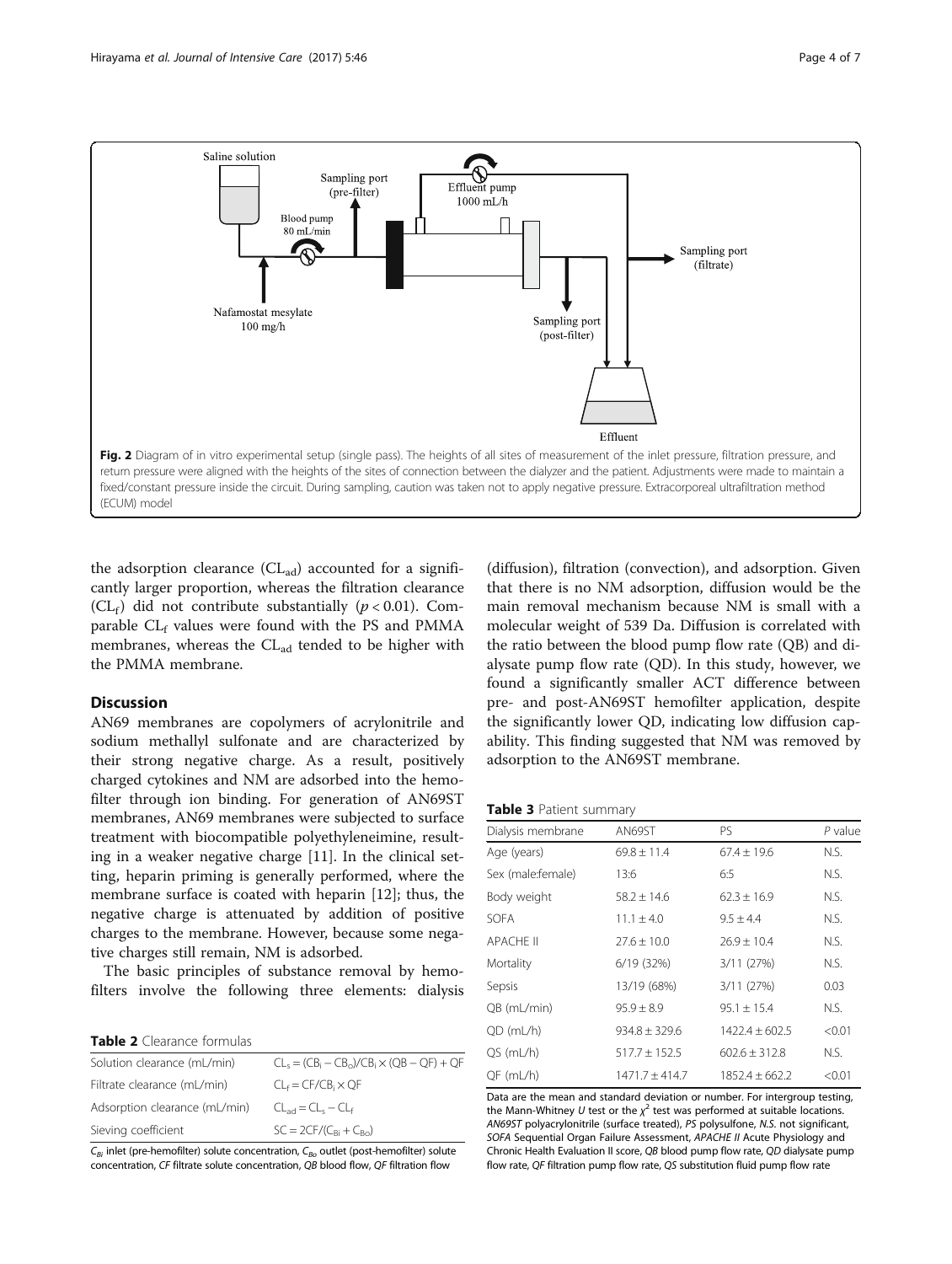Fig. 2 Diagram of in vitro experimental setup (single pass). The heights of all sites of measurement of the inlet pressure, filtration pressure, and return pressure were aligned with the heights of the sites of connection between the dialyzer and the patient. Adjustments were made to maintain a fixed/constant pressure inside the circuit. During sampling, caution was taken not to apply negative pressure. Extracorporeal ultrafiltration method (ECUM) model

the adsorption clearance ($CL_{ad}$) accounted for a significantly larger proportion, whereas the filtration clearance ($CL_f$) did not contribute substantially ($p < 0.01$). Comparable $CL_f$ values were found with the PS and PMMA membranes, whereas the $CL_{ad}$ tended to be higher with the PMMA membrane.

## Discussion

AN69 membranes are copolymers of acrylonitrile and sodium methallyl sulfonate and are characterized by their strong negative charge. As a result, positively charged cytokines and NM are adsorbed into the hemofilter through ion binding. For generation of AN69ST membranes, AN69 membranes were subjected to surface treatment with biocompatible polyethyleneimine, resulting in a weaker negative charge [11]. In the clinical setting, heparin priming is generally performed, where the membrane surface is coated with heparin [12]; thus, the negative charge is attenuated by addition of positive charges to the membrane. However, because some negative charges still remain, NM is adsorbed.

The basic principles of substance removal by hemofilters involve the following three elements: dialysis (diffusion), filtration (convection), and adsorption. Given that there is no NM adsorption, diffusion would be the main removal mechanism because NM is small with a molecular weight of 539 Da. Diffusion is correlated with the ratio between the blood pump flow rate (QB) and dialysate pump flow rate (QD). In this study, however, we found a significantly smaller ACT difference between pre- and post-AN69ST hemofilter application, despite the significantly lower QD, indicating low diffusion capability. This finding suggested that NM was removed by adsorption to the AN69ST membrane.

**Table 2** Clearance formulas

| | |
|---|---|
| Solution clearance (mL/min) | $CL_s = (CB_i - CB_o)/CB_i \times (QB - QF) + QF$ |
| Filtrate clearance (mL/min) | $CL_f = CF/CB_i \times QF$ |
| Adsorption clearance (mL/min) | $CL_{ad} = CL_s - CL_f$ |
| Sieving coefficient | $SC = 2CF/(C_{Bi} + C_{Bo})$ |

$C_{Bi}$ inlet (pre-hemofilter) solute concentration, $C_{Bo}$ outlet (post-hemofilter) solute concentration, CF filtrate solute concentration, QB blood flow, QF filtration flow

**Table 3** Patient summary

| Dialysis membrane | AN69ST | PS | P value |
|---|---|---|---|
| Age (years) | 69.8 ± 11.4 | 67.4 ± 19.6 | N.S. |
| Sex (male:female) | 13:6 | 6:5 | N.S. |
| Body weight | 58.2 ± 14.6 | 62.3 ± 16.9 | N.S. |
| SOFA | 11.1 ± 4.0 | 9.5 ± 4.4 | N.S. |
| APACHE II | 27.6 ± 10.0 | 26.9 ± 10.4 | N.S. |
| Mortality | 6/19 (32%) | 3/11 (27%) | N.S. |
| Sepsis | 13/19 (68%) | 3/11 (27%) | 0.03 |
| QB (mL/min) | 95.9 ± 8.9 | 95.1 ± 15.4 | N.S. |
| QD (mL/h) | 934.8 ± 329.6 | 1422.4 ± 602.5 | <0.01 |
| QS (mL/h) | 517.7 ± 152.5 | 602.6 ± 312.8 | N.S. |
| QF (mL/h) | 1471.7 ± 414.7 | 1852.4 ± 662.2 | <0.01 |

Data are the mean and standard deviation or number. For intergroup testing, the Mann-Whitney *U* test or the $\chi^2$ test was performed at suitable locations. *AN69ST* polyacrylonitrile (surface treated), *PS* polysulfone, *N.S.* not significant, *SOFA* Sequential Organ Failure Assessment, *APACHE II* Acute Physiology and Chronic Health Evaluation II score, *QB* blood pump flow rate, *QD* dialysate pump flow rate, *QF* filtration pump flow rate, *QS* substitution fluid pump flow rate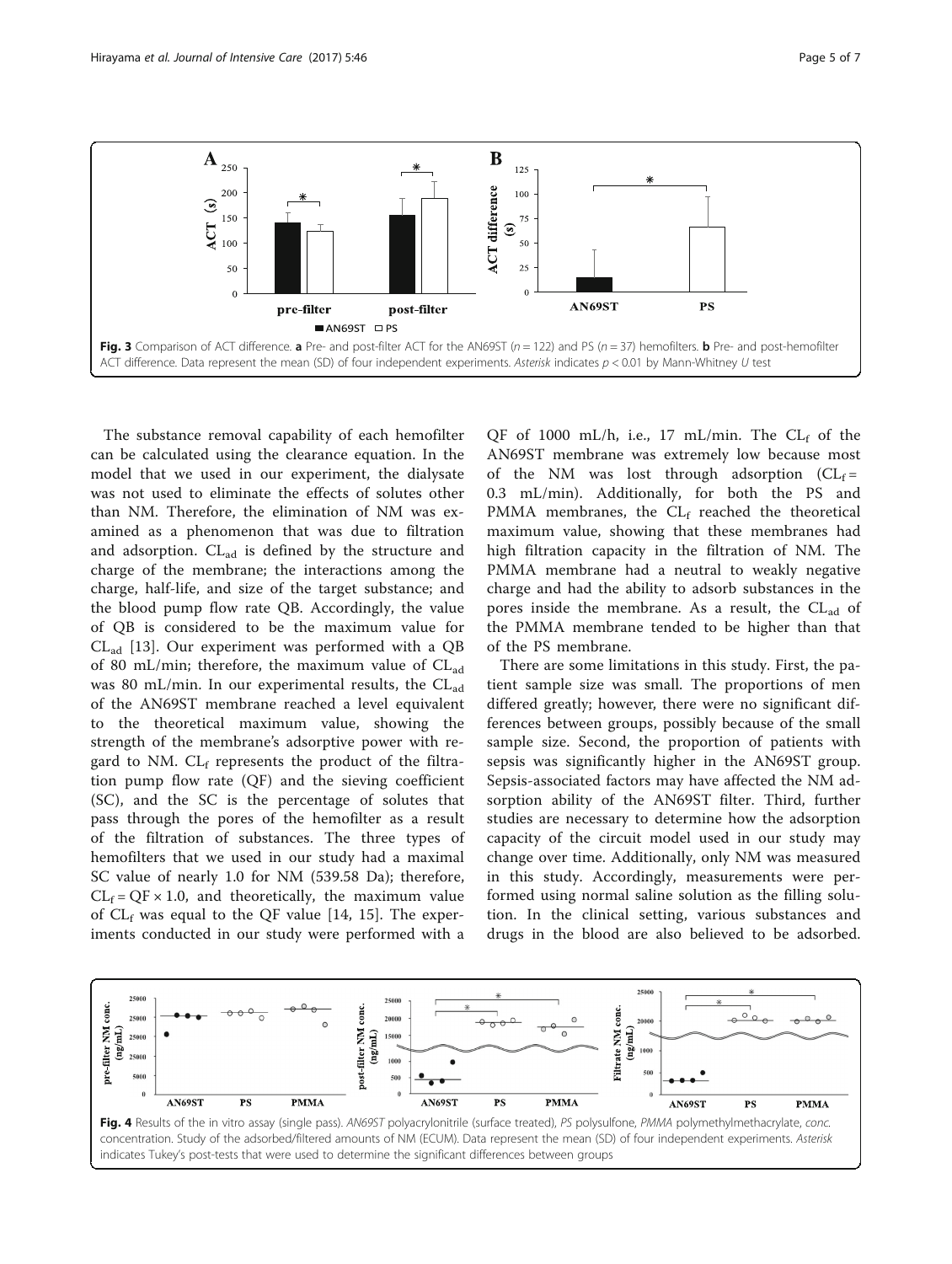Fig. 3 Comparison of ACT difference. **a** Pre- and post-filter ACT for the AN69ST ($n = 122$) and PS ($n = 37$) hemofilters. **b** Pre- and post-hemofilter ACT difference. Data represent the mean (SD) of four independent experiments. *Asterisk* indicates $p < 0.01$ by Mann-Whitney *U* test

The substance removal capability of each hemofilter can be calculated using the clearance equation. In the model that we used in our experiment, the dialysate was not used to eliminate the effects of solutes other than NM. Therefore, the elimination of NM was examined as a phenomenon that was due to filtration and adsorption. $CL_{ad}$ is defined by the structure and charge of the membrane; the interactions among the charge, half-life, and size of the target substance; and the blood pump flow rate QB. Accordingly, the value of QB is considered to be the maximum value for $CL_{ad}$ [13]. Our experiment was performed with a QB of 80 mL/min; therefore, the maximum value of $CL_{ad}$ was 80 mL/min. In our experimental results, the $CL_{ad}$ of the AN69ST membrane reached a level equivalent to the theoretical maximum value, showing the strength of the membrane's adsorptive power with regard to NM. $CL_f$ represents the product of the filtration pump flow rate (QF) and the sieving coefficient (SC), and the SC is the percentage of solutes that pass through the pores of the hemofilter as a result of the filtration of substances. The three types of hemofilters that we used in our study had a maximal SC value of nearly 1.0 for NM (539.58 Da); therefore, $CL_f = QF \times 1.0$, and theoretically, the maximum value of $CL_f$ was equal to the QF value [14, 15]. The experiments conducted in our study were performed with a QF of 1000 mL/h, i.e., 17 mL/min. The $CL_f$ of the AN69ST membrane was extremely low because most of the NM was lost through adsorption ($CL_f =$ 0.3 mL/min). Additionally, for both the PS and PMMA membranes, the $CL_f$ reached the theoretical maximum value, showing that these membranes had high filtration capacity in the filtration of NM. The PMMA membrane had a neutral to weakly negative charge and had the ability to adsorb substances in the pores inside the membrane. As a result, the $CL_{ad}$ of the PMMA membrane tended to be higher than that of the PS membrane.

There are some limitations in this study. First, the patient sample size was small. The proportions of men differed greatly; however, there were no significant differences between groups, possibly because of the small sample size. Second, the proportion of patients with sepsis was significantly higher in the AN69ST group. Sepsis-associated factors may have affected the NM adsorption ability of the AN69ST filter. Third, further studies are necessary to determine how the adsorption capacity of the circuit model used in our study may change over time. Additionally, only NM was measured in this study. Accordingly, measurements were performed using normal saline solution as the filling solution. In the clinical setting, various substances and drugs in the blood are also believed to be adsorbed.

Fig. 4 Results of the in vitro assay (single pass). *AN69ST* polyacrylonitrile (surface treated), *PS* polysulfone, *PMMA* polymethylmethacrylate, *conc.* concentration. Study of the adsorbed/filtered amounts of NM (ECUM). Data represent the mean (SD) of four independent experiments. *Asterisk* indicates Tukey's post-tests that were used to determine the significant differences between groups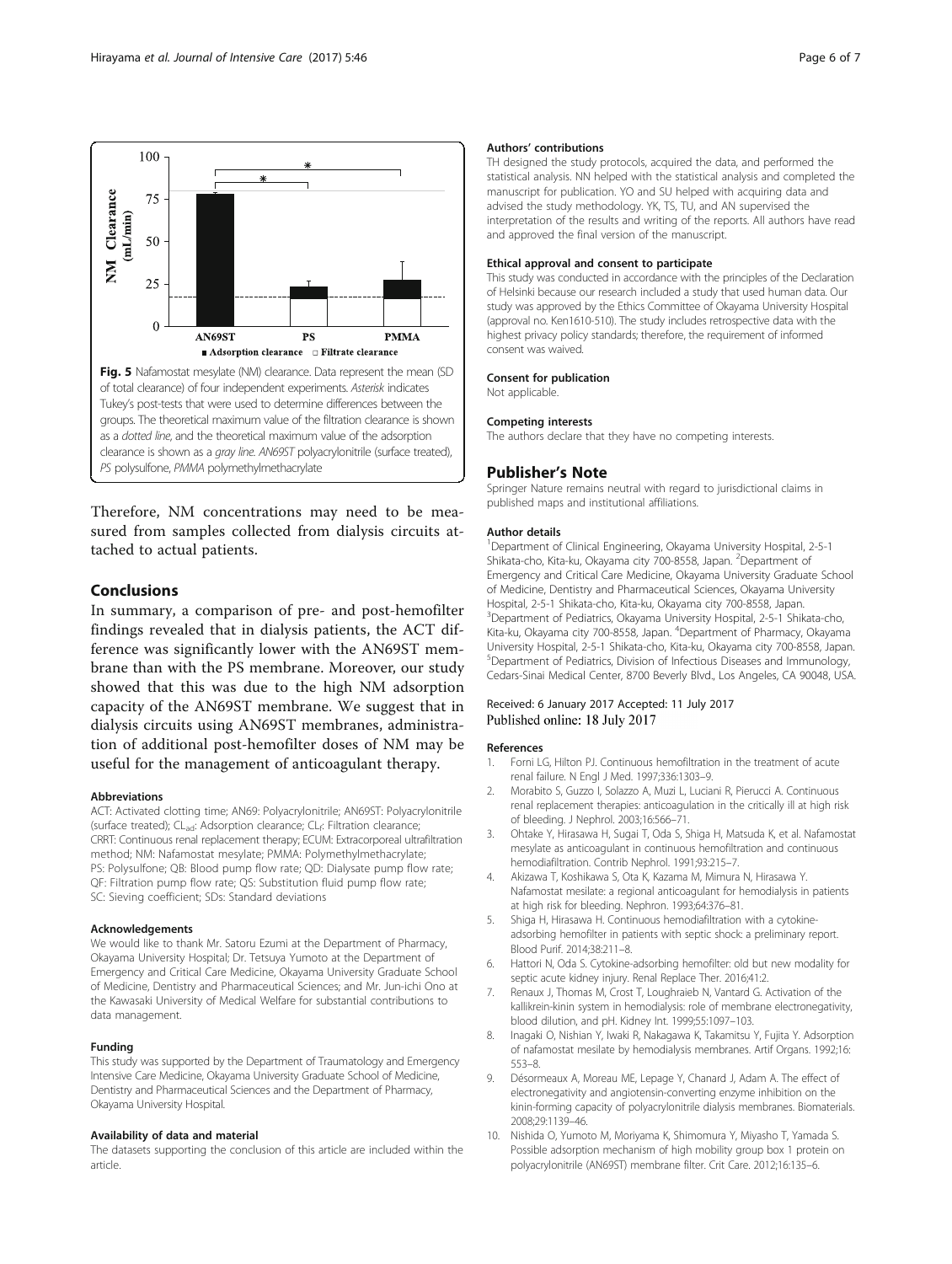100

75

NM Clearance (mL/min)

50

25

0

AN69ST PS PMMA

■ Adsorption clearance □ Filtrate clearance

**Fig. 5** Nafamostat mesylate (NM) clearance. Data represent the mean (SD of total clearance) of four independent experiments. *Asterisk* indicates Tukey's post-tests that were used to determine differences between the groups. The theoretical maximum value of the filtration clearance is shown as a *dotted line*, and the theoretical maximum value of the adsorption clearance is shown as a *gray line*. *AN69ST* polyacrylonitrile (surface treated), *PS* polysulfone, *PMMA* polymethylmethacrylate

Therefore, NM concentrations may need to be measured from samples collected from dialysis circuits attached to actual patients.

## Conclusions

In summary, a comparison of pre- and post-hemofilter findings revealed that in dialysis patients, the ACT difference was significantly lower with the AN69ST membrane than with the PS membrane. Moreover, our study showed that this was due to the high NM adsorption capacity of the AN69ST membrane. We suggest that in dialysis circuits using AN69ST membranes, administration of additional post-hemofilter doses of NM may be useful for the management of anticoagulant therapy.

#### Abbreviations

ACT: Activated clotting time; AN69: Polyacrylonitrile; AN69ST: Polyacrylonitrile (surface treated); $CL_{ad}$: Adsorption clearance; $CL_f$: Filtration clearance; CRRT: Continuous renal replacement therapy; ECUM: Extracorporeal ultrafiltration method; NM: Nafamostat mesylate; PMMA: Polymethylmethacrylate; PS: Polysulfone; QB: Blood pump flow rate; QD: Dialysate pump flow rate; QF: Filtration pump flow rate; QS: Substitution fluid pump flow rate; SC: Sieving coefficient; SDs: Standard deviations

#### Acknowledgements

We would like to thank Mr. Satoru Ezumi at the Department of Pharmacy, Okayama University Hospital; Dr. Tetsuya Yumoto at the Department of Emergency and Critical Care Medicine, Okayama University Graduate School of Medicine, Dentistry and Pharmaceutical Sciences; and Mr. Jun-ichi Ono at the Kawasaki University of Medical Welfare for substantial contributions to data management.

#### Funding

This study was supported by the Department of Traumatology and Emergency Intensive Care Medicine, Okayama University Graduate School of Medicine, Dentistry and Pharmaceutical Sciences and the Department of Pharmacy, Okayama University Hospital.

#### Availability of data and material

The datasets supporting the conclusion of this article are included within the article.

#### Authors' contributions

TH designed the study protocols, acquired the data, and performed the statistical analysis. NN helped with the statistical analysis and completed the manuscript for publication. YO and SU helped with acquiring data and advised the study methodology. YK, TS, TU, and AN supervised the interpretation of the results and writing of the reports. All authors have read and approved the final version of the manuscript.

#### Ethical approval and consent to participate

This study was conducted in accordance with the principles of the Declaration of Helsinki because our research included a study that used human data. Our study was approved by the Ethics Committee of Okayama University Hospital (approval no. Ken1610-510). The study includes retrospective data with the highest privacy policy standards; therefore, the requirement of informed consent was waived.

#### Consent for publication

Not applicable.

#### Competing interests

The authors declare that they have no competing interests.

## Publisher's Note

Springer Nature remains neutral with regard to jurisdictional claims in published maps and institutional affiliations.

#### Author details

[1]Department of Clinical Engineering, Okayama University Hospital, 2-5-1 Shikata-cho, Kita-ku, Okayama city 700-8558, Japan. [2]Department of Emergency and Critical Care Medicine, Okayama University Graduate School of Medicine, Dentistry and Pharmaceutical Sciences, Okayama University Hospital, 2-5-1 Shikata-cho, Kita-ku, Okayama city 700-8558, Japan. [3]Department of Pediatrics, Okayama University Hospital, 2-5-1 Shikata-cho, Kita-ku, Okayama city 700-8558, Japan. [4]Department of Pharmacy, Okayama University Hospital, 2-5-1 Shikata-cho, Kita-ku, Okayama city 700-8558, Japan. [5]Department of Pediatrics, Division of Infectious Diseases and Immunology, Cedars-Sinai Medical Center, 8700 Beverly Blvd., Los Angeles, CA 90048, USA.

Received: 6 January 2017 Accepted: 11 July 2017
Published online: 18 July 2017

#### References

1. Forni LG, Hilton PJ. Continuous hemofiltration in the treatment of acute renal failure. N Engl J Med. 1997;336:1303–9.
2. Morabito S, Guzzo I, Solazzo A, Muzi L, Luciani R, Pierucci A. Continuous renal replacement therapies: anticoagulation in the critically ill at high risk of bleeding. J Nephrol. 2003;16:566–71.
3. Ohtake Y, Hirasawa H, Sugai T, Oda S, Shiga H, Matsuda K, et al. Nafamostat mesylate as anticoagulant in continuous hemofiltration and continuous hemodiafiltration. Contrib Nephrol. 1991;93:215–7.
4. Akizawa T, Koshikawa S, Ota K, Kazama M, Mimura N, Hirasawa Y. Nafamostat mesilate: a regional anticoagulant for hemodialysis in patients at high risk for bleeding. Nephron. 1993;64:376–81.
5. Shiga H, Hirasawa H. Continuous hemodiafiltration with a cytokine-adsorbing hemofilter in patients with septic shock: a preliminary report. Blood Purif. 2014;38:211–8.
6. Hattori N, Oda S. Cytokine-adsorbing hemofilter: old but new modality for septic acute kidney injury. Renal Replace Ther. 2016;41:2.
7. Renaux J, Thomas M, Crost T, Loughraieb N, Vantard G. Activation of the kallikrein-kinin system in hemodialysis: role of membrane electronegativity, blood dilution, and pH. Kidney Int. 1999;55:1097–103.
8. Inagaki O, Nishian Y, Iwaki R, Nakagawa K, Takamitsu Y, Fujita Y. Adsorption of nafamostat mesilate by hemodialysis membranes. Artif Organs. 1992;16:553–8.
9. Désormeaux A, Moreau ME, Lepage Y, Chanard J, Adam A. The effect of electronegativity and angiotensin-converting enzyme inhibition on the kinin-forming capacity of polyacrylonitrile dialysis membranes. Biomaterials. 2008;29:1139–46.
10. Nishida O, Yumoto M, Moriyama K, Shimomura Y, Miyasho T, Yamada S. Possible adsorption mechanism of high mobility group box 1 protein on polyacrylonitrile (AN69ST) membrane filter. Crit Care. 2012;16:135–6.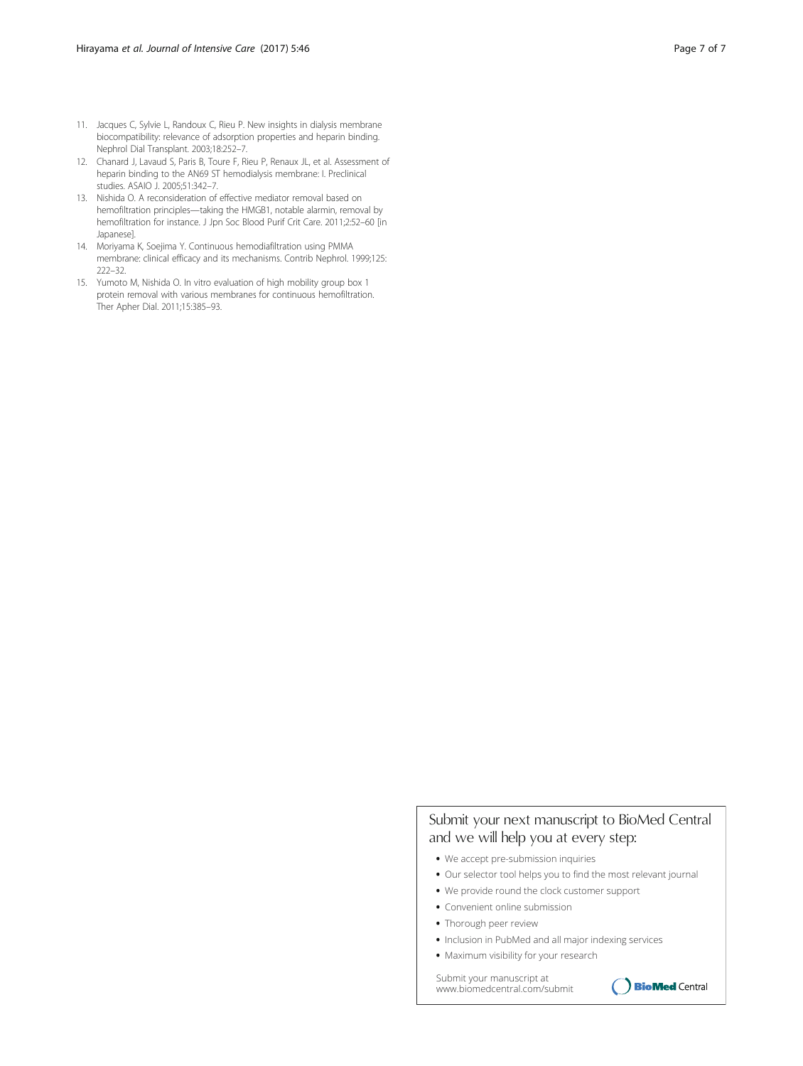11. Jacques C, Sylvie L, Randoux C, Rieu P. New insights in dialysis membrane biocompatibility: relevance of adsorption properties and heparin binding. Nephrol Dial Transplant. 2003;18:252–7.
12. Chanard J, Lavaud S, Paris B, Toure F, Rieu P, Renaux JL, et al. Assessment of heparin binding to the AN69 ST hemodialysis membrane: I. Preclinical studies. ASAIO J. 2005;51:342–7.
13. Nishida O. A reconsideration of effective mediator removal based on hemofiltration principles—taking the HMGB1, notable alarmin, removal by hemofiltration for instance. J Jpn Soc Blood Purif Crit Care. 2011;2:52–60 [in Japanese].
14. Moriyama K, Soejima Y. Continuous hemodiafiltration using PMMA membrane: clinical efficacy and its mechanisms. Contrib Nephrol. 1999;125: 222–32.
15. Yumoto M, Nishida O. In vitro evaluation of high mobility group box 1 protein removal with various membranes for continuous hemofiltration. Ther Apher Dial. 2011;15:385–93.

Submit your next manuscript to BioMed Central and we will help you at every step:

- We accept pre-submission inquiries
- Our selector tool helps you to find the most relevant journal
- We provide round the clock customer support
- Convenient online submission
- Thorough peer review
- Inclusion in PubMed and all major indexing services
- Maximum visibility for your research

Submit your manuscript at
www.biomedcentral.com/submit

BioMed Central